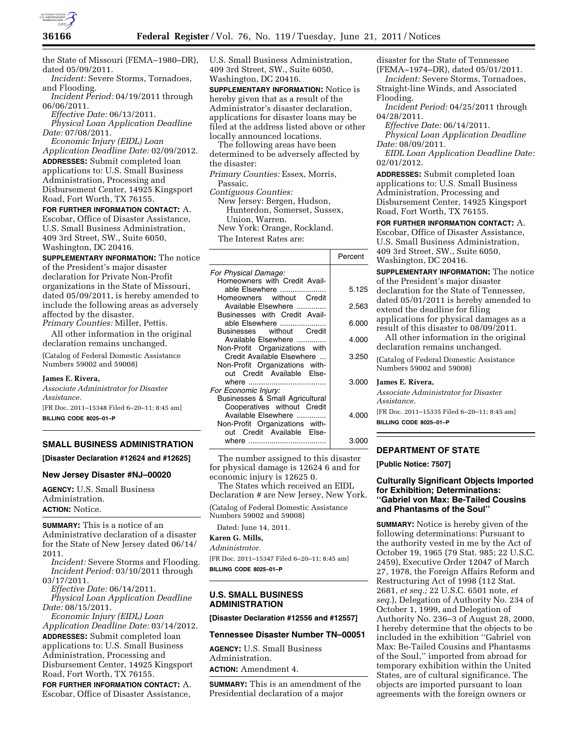the State of Missouri (FEMA–1980–DR), dated 05/09/2011.

*Incident:* Severe Storms, Tornadoes, and Flooding.

*Incident Period:* 04/19/2011 through 06/06/2011.

*Effective Date:* 06/13/2011.

*Physical Loan Application Deadline Date:* 07/08/2011.

*Economic Injury (EIDL) Loan Application Deadline Date:* 02/09/2012.

**ADDRESSES:** Submit completed loan applications to: U.S. Small Business Administration, Processing and Disbursement Center, 14925 Kingsport Road, Fort Worth, TX 76155.

**FOR FURTHER INFORMATION CONTACT:** A. Escobar, Office of Disaster Assistance, U.S. Small Business Administration, 409 3rd Street, SW., Suite 6050, Washington, DC 20416.

**SUPPLEMENTARY INFORMATION:** The notice of the President's major disaster declaration for Private Non-Profit organizations in the State of Missouri, dated 05/09/2011, is hereby amended to include the following areas as adversely affected by the disaster.

*Primary Counties:* Miller, Pettis.

All other information in the original declaration remains unchanged.

(Catalog of Federal Domestic Assistance Numbers 59002 and 59008)

**James E. Rivera,**

*Associate Administrator for Disaster Assistance.*

[FR Doc. 2011–15348 Filed 6–20–11; 8:45 am]

**BILLING CODE 8025–01–P**

## SMALL BUSINESS ADMINISTRATION

**[Disaster Declaration #12624 and #12625]**

### New Jersey Disaster #NJ–00020

**AGENCY:** U.S. Small Business Administration.

**ACTION:** Notice.

**SUMMARY:** This is a notice of an Administrative declaration of a disaster for the State of New Jersey dated 06/14/2011.

*Incident:* Severe Storms and Flooding.

*Incident Period:* 03/10/2011 through 03/17/2011.

*Effective Date:* 06/14/2011.

*Physical Loan Application Deadline Date:* 08/15/2011.

*Economic Injury (EIDL) Loan Application Deadline Date:* 03/14/2012.

**ADDRESSES:** Submit completed loan applications to: U.S. Small Business Administration, Processing and Disbursement Center, 14925 Kingsport Road, Fort Worth, TX 76155.

**FOR FURTHER INFORMATION CONTACT:** A. Escobar, Office of Disaster Assistance, U.S. Small Business Administration, 409 3rd Street, SW., Suite 6050, Washington, DC 20416.

**SUPPLEMENTARY INFORMATION:** Notice is hereby given that as a result of the Administrator's disaster declaration, applications for disaster loans may be filed at the address listed above or other locally announced locations.

The following areas have been determined to be adversely affected by the disaster:

*Primary Counties:* Essex, Morris, Passaic.

*Contiguous Counties:*

New Jersey: Bergen, Hudson, Hunterdon, Somerset, Sussex, Union, Warren.

New York: Orange, Rockland.

The Interest Rates are:

| | Percent |
|---|---|
| *For Physical Damage:* | |
| Homeowners with Credit Available Elsewhere | 5.125 |
| Homeowners without Credit Available Elsewhere | 2.563 |
| Businesses with Credit Available Elsewhere | 6.000 |
| Businesses without Credit Available Elsewhere | 4.000 |
| Non-Profit Organizations with Credit Available Elsewhere | 3.250 |
| Non-Profit Organizations without Credit Available Elsewhere | 3.000 |
| *For Economic Injury:* | |
| Businesses & Small Agricultural Cooperatives without Credit Available Elsewhere | 4.000 |
| Non-Profit Organizations without Credit Available Elsewhere | 3.000 |

The number assigned to this disaster for physical damage is 12624 6 and for economic injury is 12625 0.

The States which received an EIDL Declaration # are New Jersey, New York.

(Catalog of Federal Domestic Assistance Numbers 59002 and 59008)

Dated: June 14, 2011.

**Karen G. Mills,**

*Administrator.*

[FR Doc. 2011–15347 Filed 6–20–11; 8:45 am]

**BILLING CODE 8025–01–P**

## U.S. SMALL BUSINESS ADMINISTRATION

**[Disaster Declaration #12556 and #12557]**

### Tennessee Disaster Number TN–00051

**AGENCY:** U.S. Small Business Administration.

**ACTION:** Amendment 4.

**SUMMARY:** This is an amendment of the Presidential declaration of a major disaster for the State of Tennessee (FEMA–1974–DR), dated 05/01/2011.

*Incident:* Severe Storms, Tornadoes, Straight-line Winds, and Associated Flooding.

*Incident Period:* 04/25/2011 through 04/28/2011.

*Effective Date:* 06/14/2011.

*Physical Loan Application Deadline Date:* 08/09/2011.

*EIDL Loan Application Deadline Date:* 02/01/2012.

**ADDRESSES:** Submit completed loan applications to: U.S. Small Business Administration, Processing and Disbursement Center, 14925 Kingsport Road, Fort Worth, TX 76155.

**FOR FURTHER INFORMATION CONTACT:** A. Escobar, Office of Disaster Assistance, U.S. Small Business Administration, 409 3rd Street, SW., Suite 6050, Washington, DC 20416.

**SUPPLEMENTARY INFORMATION:** The notice of the President's major disaster declaration for the State of Tennessee, dated 05/01/2011 is hereby amended to extend the deadline for filing applications for physical damages as a result of this disaster to 08/09/2011.

All other information in the original declaration remains unchanged.

(Catalog of Federal Domestic Assistance Numbers 59002 and 59008)

**James E. Rivera,**

*Associate Administrator for Disaster Assistance.*

[FR Doc. 2011–15335 Filed 6–20–11; 8:45 am]

**BILLING CODE 8025–01–P**

## DEPARTMENT OF STATE

**[Public Notice: 7507]**

### Culturally Significant Objects Imported for Exhibition; Determinations: "Gabriel von Max: Be-Tailed Cousins and Phantasms of the Soul"

**SUMMARY:** Notice is hereby given of the following determinations: Pursuant to the authority vested in me by the Act of October 19, 1965 (79 Stat. 985; 22 U.S.C. 2459), Executive Order 12047 of March 27, 1978, the Foreign Affairs Reform and Restructuring Act of 1998 (112 Stat. 2681, *et seq.;* 22 U.S.C. 6501 note, *et seq.*), Delegation of Authority No. 234 of October 1, 1999, and Delegation of Authority No. 236–3 of August 28, 2000, I hereby determine that the objects to be included in the exhibition "Gabriel von Max: Be-Tailed Cousins and Phantasms of the Soul," imported from abroad for temporary exhibition within the United States, are of cultural significance. The objects are imported pursuant to loan agreements with the foreign owners or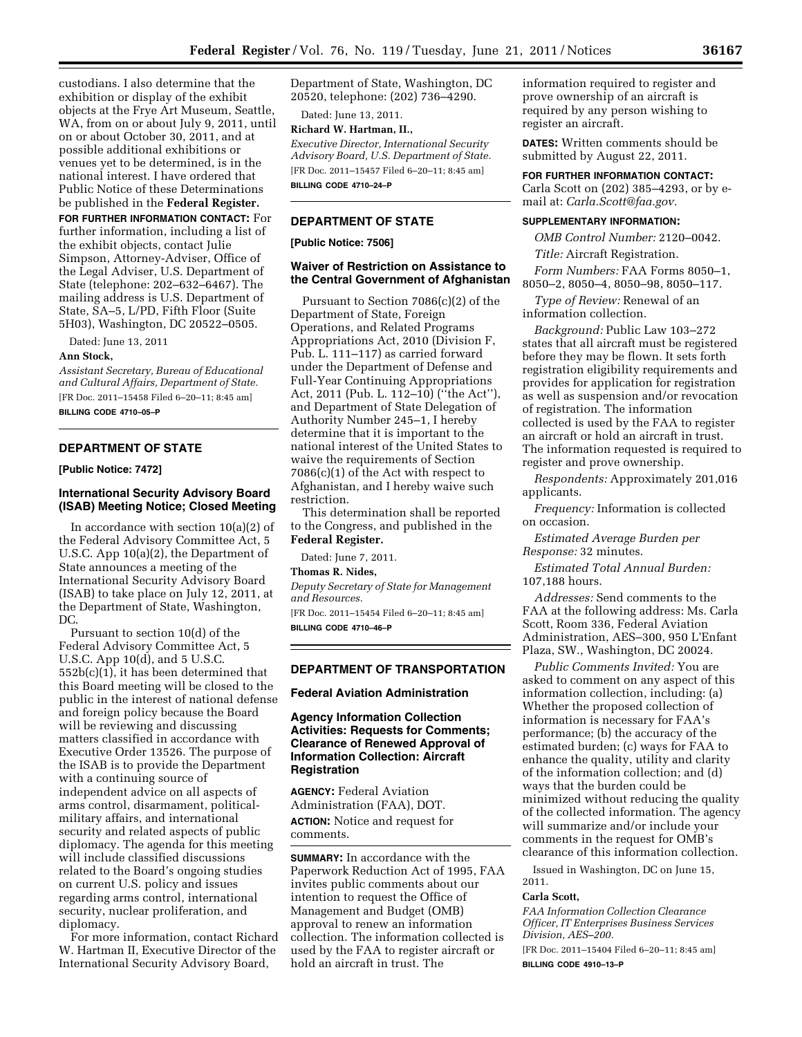custodians. I also determine that the exhibition or display of the exhibit objects at the Frye Art Museum, Seattle, WA, from on or about July 9, 2011, until on or about October 30, 2011, and at possible additional exhibitions or venues yet to be determined, is in the national interest. I have ordered that Public Notice of these Determinations be published in the **Federal Register.**

**FOR FURTHER INFORMATION CONTACT:** For further information, including a list of the exhibit objects, contact Julie Simpson, Attorney-Adviser, Office of the Legal Adviser, U.S. Department of State (telephone: 202–632–6467). The mailing address is U.S. Department of State, SA–5, L/PD, Fifth Floor (Suite 5H03), Washington, DC 20522–0505.

Dated: June 13, 2011

**Ann Stock,**

*Assistant Secretary, Bureau of Educational and Cultural Affairs, Department of State.*

[FR Doc. 2011–15458 Filed 6–20–11; 8:45 am]

**BILLING CODE 4710–05–P**

## DEPARTMENT OF STATE

**[Public Notice: 7472]**

### International Security Advisory Board (ISAB) Meeting Notice; Closed Meeting

In accordance with section 10(a)(2) of the Federal Advisory Committee Act, 5 U.S.C. App 10(a)(2), the Department of State announces a meeting of the International Security Advisory Board (ISAB) to take place on July 12, 2011, at the Department of State, Washington, DC.

Pursuant to section 10(d) of the Federal Advisory Committee Act, 5 U.S.C. App 10(d), and 5 U.S.C. 552b(c)(1), it has been determined that this Board meeting will be closed to the public in the interest of national defense and foreign policy because the Board will be reviewing and discussing matters classified in accordance with Executive Order 13526. The purpose of the ISAB is to provide the Department with a continuing source of independent advice on all aspects of arms control, disarmament, political-military affairs, and international security and related aspects of public diplomacy. The agenda for this meeting will include classified discussions related to the Board's ongoing studies on current U.S. policy and issues regarding arms control, international security, nuclear proliferation, and diplomacy.

For more information, contact Richard W. Hartman II, Executive Director of the International Security Advisory Board, Department of State, Washington, DC 20520, telephone: (202) 736–4290.

Dated: June 13, 2011.

**Richard W. Hartman, II.,**

*Executive Director, International Security Advisory Board, U.S. Department of State.*

[FR Doc. 2011–15457 Filed 6–20–11; 8:45 am]

**BILLING CODE 4710–24–P**

## DEPARTMENT OF STATE

**[Public Notice: 7506]**

### Waiver of Restriction on Assistance to the Central Government of Afghanistan

Pursuant to Section 7086(c)(2) of the Department of State, Foreign Operations, and Related Programs Appropriations Act, 2010 (Division F, Pub. L. 111–117) as carried forward under the Department of Defense and Full-Year Continuing Appropriations Act, 2011 (Pub. L. 112–10) (''the Act''), and Department of State Delegation of Authority Number 245–1, I hereby determine that it is important to the national interest of the United States to waive the requirements of Section 7086(c)(1) of the Act with respect to Afghanistan, and I hereby waive such restriction.

This determination shall be reported to the Congress, and published in the **Federal Register.**

Dated: June 7, 2011.

**Thomas R. Nides,**

*Deputy Secretary of State for Management and Resources.*

[FR Doc. 2011–15454 Filed 6–20–11; 8:45 am]

**BILLING CODE 4710–46–P**

## DEPARTMENT OF TRANSPORTATION

### Federal Aviation Administration

### Agency Information Collection Activities: Requests for Comments; Clearance of Renewed Approval of Information Collection: Aircraft Registration

**AGENCY:** Federal Aviation Administration (FAA), DOT.

**ACTION:** Notice and request for comments.

**SUMMARY:** In accordance with the Paperwork Reduction Act of 1995, FAA invites public comments about our intention to request the Office of Management and Budget (OMB) approval to renew an information collection. The information collected is used by the FAA to register aircraft or hold an aircraft in trust. The information required to register and prove ownership of an aircraft is required by any person wishing to register an aircraft.

**DATES:** Written comments should be submitted by August 22, 2011.

**FOR FURTHER INFORMATION CONTACT:** Carla Scott on (202) 385–4293, or by e-mail at: *Carla.Scott@faa.gov.*

**SUPPLEMENTARY INFORMATION:**

*OMB Control Number:* 2120–0042.

*Title:* Aircraft Registration.

*Form Numbers:* FAA Forms 8050–1, 8050–2, 8050–4, 8050–98, 8050–117.

*Type of Review:* Renewal of an information collection.

*Background:* Public Law 103–272 states that all aircraft must be registered before they may be flown. It sets forth registration eligibility requirements and provides for application for registration as well as suspension and/or revocation of registration. The information collected is used by the FAA to register an aircraft or hold an aircraft in trust. The information requested is required to register and prove ownership.

*Respondents:* Approximately 201,016 applicants.

*Frequency:* Information is collected on occasion.

*Estimated Average Burden per Response:* 32 minutes.

*Estimated Total Annual Burden:* 107,188 hours.

*Addresses:* Send comments to the FAA at the following address: Ms. Carla Scott, Room 336, Federal Aviation Administration, AES–300, 950 L'Enfant Plaza, SW., Washington, DC 20024.

*Public Comments Invited:* You are asked to comment on any aspect of this information collection, including: (a) Whether the proposed collection of information is necessary for FAA's performance; (b) the accuracy of the estimated burden; (c) ways for FAA to enhance the quality, utility and clarity of the information collection; and (d) ways that the burden could be minimized without reducing the quality of the collected information. The agency will summarize and/or include your comments in the request for OMB's clearance of this information collection.

Issued in Washington, DC on June 15, 2011.

**Carla Scott,**

*FAA Information Collection Clearance Officer, IT Enterprises Business Services Division, AES–200.*

[FR Doc. 2011–15404 Filed 6–20–11; 8:45 am]

**BILLING CODE 4910–13–P**